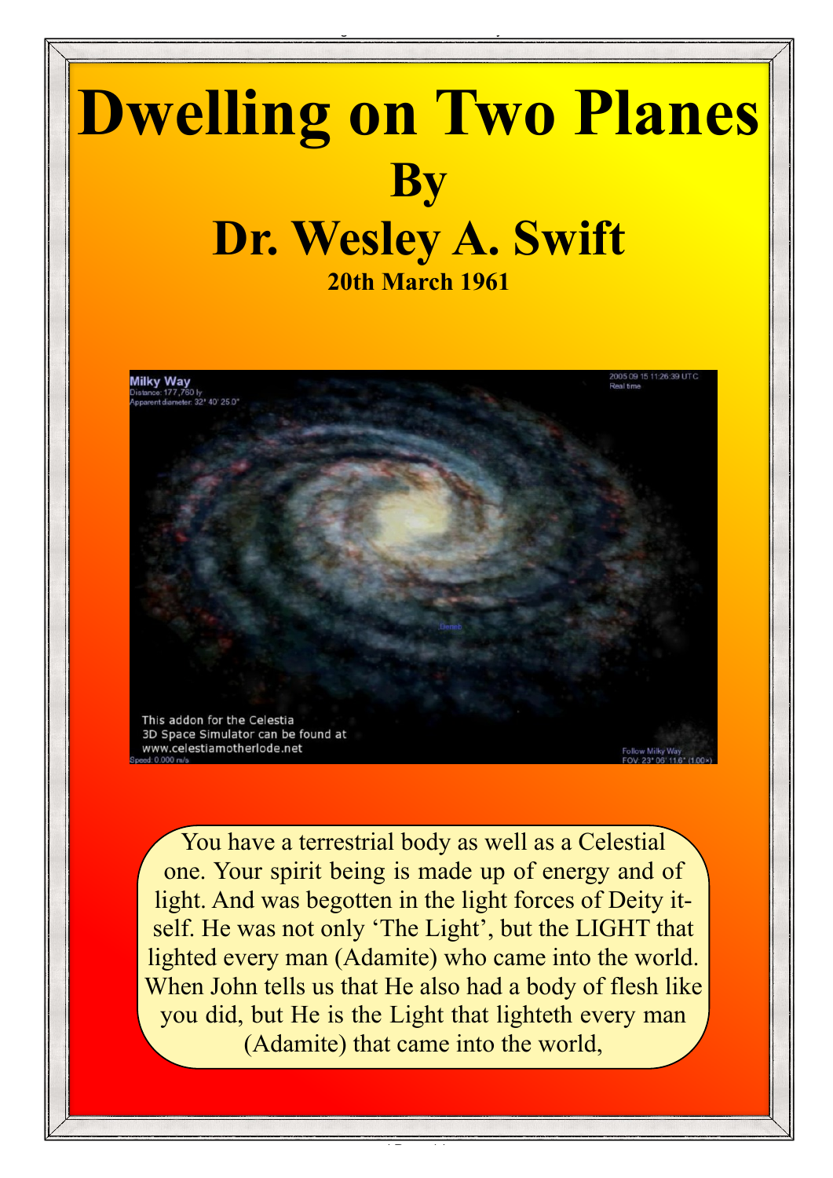# Dwelling on Two Planes

## By

## Dr. Wesley A. Swift

**20th March 1961**

You have a terrestrial body as well as a Celestial one. Your spirit being is made up of energy and of light. And was begotten in the light forces of Deity itself. He was not only 'The Light', but the LIGHT that lighted every man (Adamite) who came into the world. When John tells us that He also had a body of flesh like you did, but He is the Light that lighteth every man (Adamite) that came into the world,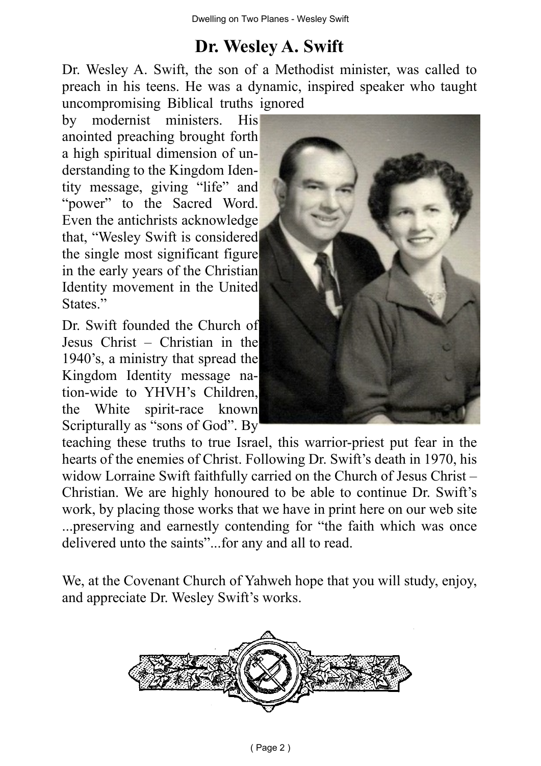# Dr. Wesley A. Swift

Dr. Wesley A. Swift, the son of a Methodist minister, was called to preach in his teens. He was a dynamic, inspired speaker who taught uncompromising Biblical truths ignored by modernist ministers. His anointed preaching brought forth a high spiritual dimension of understanding to the Kingdom Identity message, giving "life" and "power" to the Sacred Word. Even the antichrists acknowledge that, "Wesley Swift is considered the single most significant figure in the early years of the Christian Identity movement in the United States."

Dr. Swift founded the Church of Jesus Christ – Christian in the 1940's, a ministry that spread the Kingdom Identity message nation-wide to YHVH's Children, the White spirit-race known Scripturally as "sons of God". By teaching these truths to true Israel, this warrior-priest put fear in the hearts of the enemies of Christ. Following Dr. Swift's death in 1970, his widow Lorraine Swift faithfully carried on the Church of Jesus Christ – Christian. We are highly honoured to be able to continue Dr. Swift's work, by placing those works that we have in print here on our web site ...preserving and earnestly contending for "the faith which was once delivered unto the saints"...for any and all to read.

We, at the Covenant Church of Yahweh hope that you will study, enjoy, and appreciate Dr. Wesley Swift's works.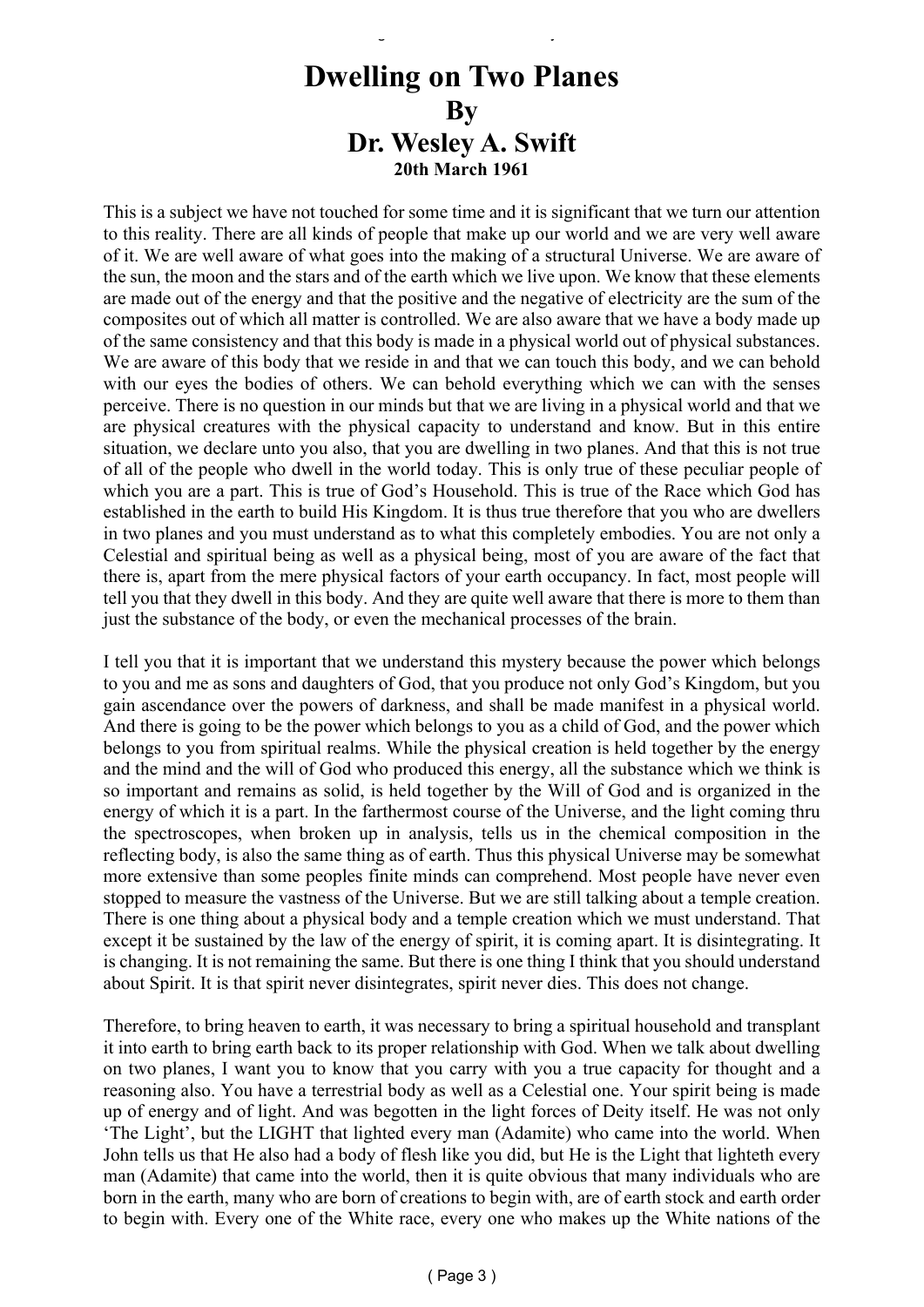# Dwelling on Two Planes
# By
# Dr. Wesley A. Swift
**20th March 1961**

This is a subject we have not touched for some time and it is significant that we turn our attention to this reality. There are all kinds of people that make up our world and we are very well aware of it. We are well aware of what goes into the making of a structural Universe. We are aware of the sun, the moon and the stars and of the earth which we live upon. We know that these elements are made out of the energy and that the positive and the negative of electricity are the sum of the composites out of which all matter is controlled. We are also aware that we have a body made up of the same consistency and that this body is made in a physical world out of physical substances. We are aware of this body that we reside in and that we can touch this body, and we can behold with our eyes the bodies of others. We can behold everything which we can with the senses perceive. There is no question in our minds but that we are living in a physical world and that we are physical creatures with the physical capacity to understand and know. But in this entire situation, we declare unto you also, that you are dwelling in two planes. And that this is not true of all of the people who dwell in the world today. This is only true of these peculiar people of which you are a part. This is true of God's Household. This is true of the Race which God has established in the earth to build His Kingdom. It is thus true therefore that you who are dwellers in two planes and you must understand as to what this completely embodies. You are not only a Celestial and spiritual being as well as a physical being, most of you are aware of the fact that there is, apart from the mere physical factors of your earth occupancy. In fact, most people will tell you that they dwell in this body. And they are quite well aware that there is more to them than just the substance of the body, or even the mechanical processes of the brain.

I tell you that it is important that we understand this mystery because the power which belongs to you and me as sons and daughters of God, that you produce not only God's Kingdom, but you gain ascendance over the powers of darkness, and shall be made manifest in a physical world. And there is going to be the power which belongs to you as a child of God, and the power which belongs to you from spiritual realms. While the physical creation is held together by the energy and the mind and the will of God who produced this energy, all the substance which we think is so important and remains as solid, is held together by the Will of God and is organized in the energy of which it is a part. In the farthermost course of the Universe, and the light coming thru the spectroscopes, when broken up in analysis, tells us in the chemical composition in the reflecting body, is also the same thing as of earth. Thus this physical Universe may be somewhat more extensive than some peoples finite minds can comprehend. Most people have never even stopped to measure the vastness of the Universe. But we are still talking about a temple creation. There is one thing about a physical body and a temple creation which we must understand. That except it be sustained by the law of the energy of spirit, it is coming apart. It is disintegrating. It is changing. It is not remaining the same. But there is one thing I think that you should understand about Spirit. It is that spirit never disintegrates, spirit never dies. This does not change.

Therefore, to bring heaven to earth, it was necessary to bring a spiritual household and transplant it into earth to bring earth back to its proper relationship with God. When we talk about dwelling on two planes, I want you to know that you carry with you a true capacity for thought and a reasoning also. You have a terrestrial body as well as a Celestial one. Your spirit being is made up of energy and of light. And was begotten in the light forces of Deity itself. He was not only 'The Light', but the LIGHT that lighted every man (Adamite) who came into the world. When John tells us that He also had a body of flesh like you did, but He is the Light that lighteth every man (Adamite) that came into the world, then it is quite obvious that many individuals who are born in the earth, many who are born of creations to begin with, are of earth stock and earth order to begin with. Every one of the White race, every one who makes up the White nations of the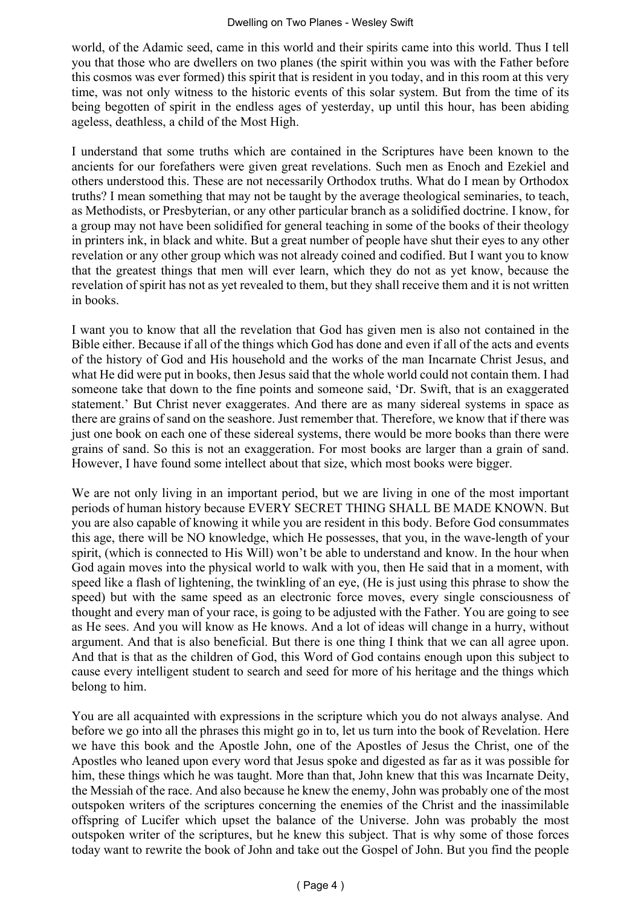world, of the Adamic seed, came in this world and their spirits came into this world. Thus I tell you that those who are dwellers on two planes (the spirit within you was with the Father before this cosmos was ever formed) this spirit that is resident in you today, and in this room at this very time, was not only witness to the historic events of this solar system. But from the time of its being begotten of spirit in the endless ages of yesterday, up until this hour, has been abiding ageless, deathless, a child of the Most High.

I understand that some truths which are contained in the Scriptures have been known to the ancients for our forefathers were given great revelations. Such men as Enoch and Ezekiel and others understood this. These are not necessarily Orthodox truths. What do I mean by Orthodox truths? I mean something that may not be taught by the average theological seminaries, to teach, as Methodists, or Presbyterian, or any other particular branch as a solidified doctrine. I know, for a group may not have been solidified for general teaching in some of the books of their theology in printers ink, in black and white. But a great number of people have shut their eyes to any other revelation or any other group which was not already coined and codified. But I want you to know that the greatest things that men will ever learn, which they do not as yet know, because the revelation of spirit has not as yet revealed to them, but they shall receive them and it is not written in books.

I want you to know that all the revelation that God has given men is also not contained in the Bible either. Because if all of the things which God has done and even if all of the acts and events of the history of God and His household and the works of the man Incarnate Christ Jesus, and what He did were put in books, then Jesus said that the whole world could not contain them. I had someone take that down to the fine points and someone said, 'Dr. Swift, that is an exaggerated statement.' But Christ never exaggerates. And there are as many sidereal systems in space as there are grains of sand on the seashore. Just remember that. Therefore, we know that if there was just one book on each one of these sidereal systems, there would be more books than there were grains of sand. So this is not an exaggeration. For most books are larger than a grain of sand. However, I have found some intellect about that size, which most books were bigger.

We are not only living in an important period, but we are living in one of the most important periods of human history because EVERY SECRET THING SHALL BE MADE KNOWN. But you are also capable of knowing it while you are resident in this body. Before God consummates this age, there will be NO knowledge, which He possesses, that you, in the wave-length of your spirit, (which is connected to His Will) won't be able to understand and know. In the hour when God again moves into the physical world to walk with you, then He said that in a moment, with speed like a flash of lightening, the twinkling of an eye, (He is just using this phrase to show the speed) but with the same speed as an electronic force moves, every single consciousness of thought and every man of your race, is going to be adjusted with the Father. You are going to see as He sees. And you will know as He knows. And a lot of ideas will change in a hurry, without argument. And that is also beneficial. But there is one thing I think that we can all agree upon. And that is that as the children of God, this Word of God contains enough upon this subject to cause every intelligent student to search and seed for more of his heritage and the things which belong to him.

You are all acquainted with expressions in the scripture which you do not always analyse. And before we go into all the phrases this might go in to, let us turn into the book of Revelation. Here we have this book and the Apostle John, one of the Apostles of Jesus the Christ, one of the Apostles who leaned upon every word that Jesus spoke and digested as far as it was possible for him, these things which he was taught. More than that, John knew that this was Incarnate Deity, the Messiah of the race. And also because he knew the enemy, John was probably one of the most outspoken writers of the scriptures concerning the enemies of the Christ and the inassimilable offspring of Lucifer which upset the balance of the Universe. John was probably the most outspoken writer of the scriptures, but he knew this subject. That is why some of those forces today want to rewrite the book of John and take out the Gospel of John. But you find the people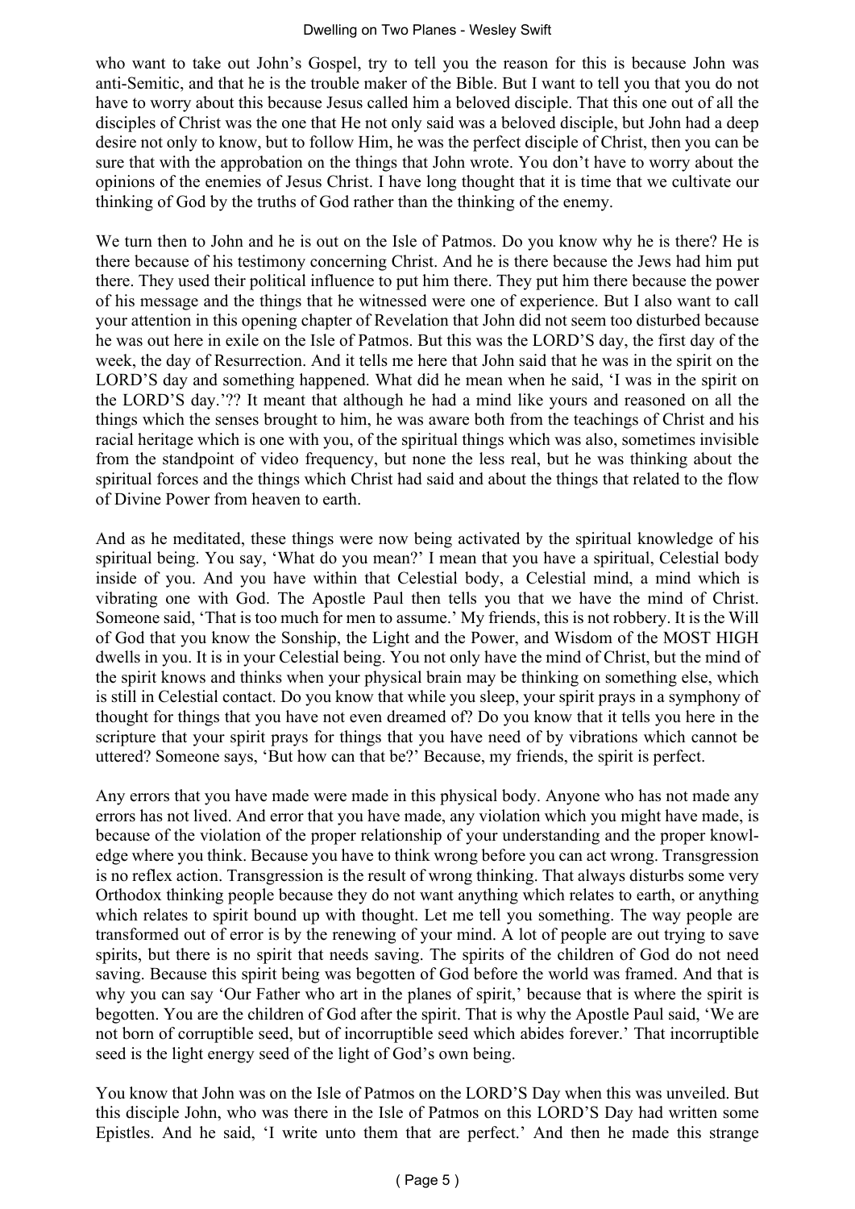who want to take out John's Gospel, try to tell you the reason for this is because John was anti-Semitic, and that he is the trouble maker of the Bible. But I want to tell you that you do not have to worry about this because Jesus called him a beloved disciple. That this one out of all the disciples of Christ was the one that He not only said was a beloved disciple, but John had a deep desire not only to know, but to follow Him, he was the perfect disciple of Christ, then you can be sure that with the approbation on the things that John wrote. You don't have to worry about the opinions of the enemies of Jesus Christ. I have long thought that it is time that we cultivate our thinking of God by the truths of God rather than the thinking of the enemy.

We turn then to John and he is out on the Isle of Patmos. Do you know why he is there? He is there because of his testimony concerning Christ. And he is there because the Jews had him put there. They used their political influence to put him there. They put him there because the power of his message and the things that he witnessed were one of experience. But I also want to call your attention in this opening chapter of Revelation that John did not seem too disturbed because he was out here in exile on the Isle of Patmos. But this was the LORD'S day, the first day of the week, the day of Resurrection. And it tells me here that John said that he was in the spirit on the LORD'S day and something happened. What did he mean when he said, 'I was in the spirit on the LORD'S day.'?? It meant that although he had a mind like yours and reasoned on all the things which the senses brought to him, he was aware both from the teachings of Christ and his racial heritage which is one with you, of the spiritual things which was also, sometimes invisible from the standpoint of video frequency, but none the less real, but he was thinking about the spiritual forces and the things which Christ had said and about the things that related to the flow of Divine Power from heaven to earth.

And as he meditated, these things were now being activated by the spiritual knowledge of his spiritual being. You say, 'What do you mean?' I mean that you have a spiritual, Celestial body inside of you. And you have within that Celestial body, a Celestial mind, a mind which is vibrating one with God. The Apostle Paul then tells you that we have the mind of Christ. Someone said, 'That is too much for men to assume.' My friends, this is not robbery. It is the Will of God that you know the Sonship, the Light and the Power, and Wisdom of the MOST HIGH dwells in you. It is in your Celestial being. You not only have the mind of Christ, but the mind of the spirit knows and thinks when your physical brain may be thinking on something else, which is still in Celestial contact. Do you know that while you sleep, your spirit prays in a symphony of thought for things that you have not even dreamed of? Do you know that it tells you here in the scripture that your spirit prays for things that you have need of by vibrations which cannot be uttered? Someone says, 'But how can that be?' Because, my friends, the spirit is perfect.

Any errors that you have made were made in this physical body. Anyone who has not made any errors has not lived. And error that you have made, any violation which you might have made, is because of the violation of the proper relationship of your understanding and the proper knowledge where you think. Because you have to think wrong before you can act wrong. Transgression is no reflex action. Transgression is the result of wrong thinking. That always disturbs some very Orthodox thinking people because they do not want anything which relates to earth, or anything which relates to spirit bound up with thought. Let me tell you something. The way people are transformed out of error is by the renewing of your mind. A lot of people are out trying to save spirits, but there is no spirit that needs saving. The spirits of the children of God do not need saving. Because this spirit being was begotten of God before the world was framed. And that is why you can say 'Our Father who art in the planes of spirit,' because that is where the spirit is begotten. You are the children of God after the spirit. That is why the Apostle Paul said, 'We are not born of corruptible seed, but of incorruptible seed which abides forever.' That incorruptible seed is the light energy seed of the light of God's own being.

You know that John was on the Isle of Patmos on the LORD'S Day when this was unveiled. But this disciple John, who was there in the Isle of Patmos on this LORD'S Day had written some Epistles. And he said, 'I write unto them that are perfect.' And then he made this strange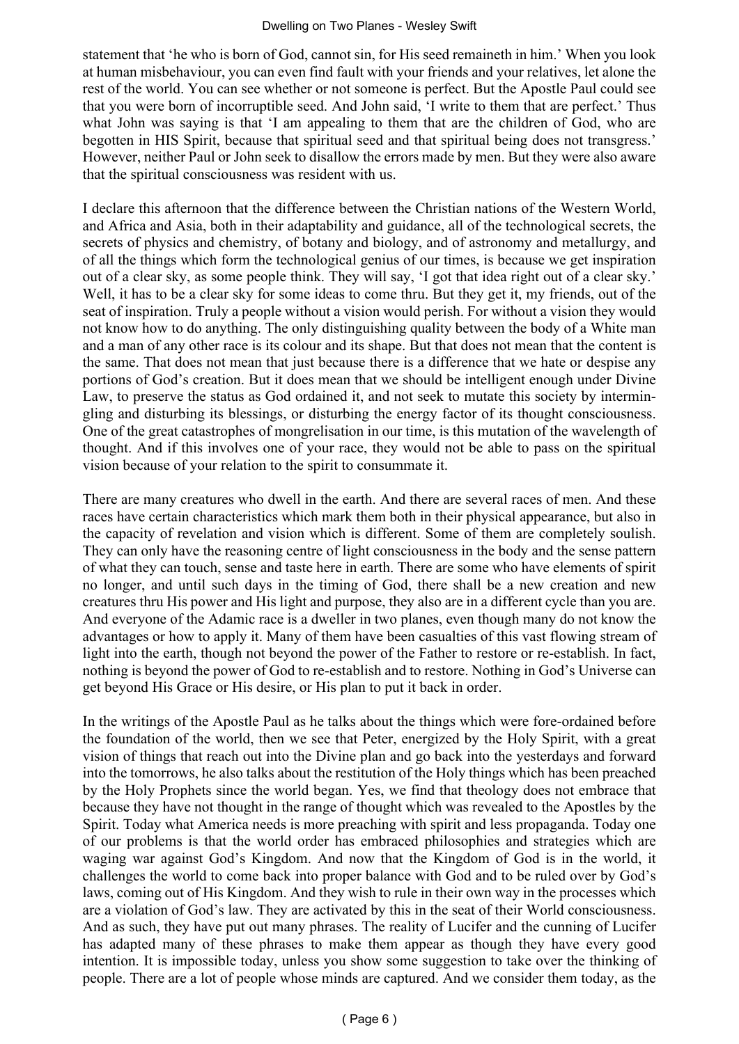statement that 'he who is born of God, cannot sin, for His seed remaineth in him.' When you look at human misbehaviour, you can even find fault with your friends and your relatives, let alone the rest of the world. You can see whether or not someone is perfect. But the Apostle Paul could see that you were born of incorruptible seed. And John said, 'I write to them that are perfect.' Thus what John was saying is that 'I am appealing to them that are the children of God, who are begotten in HIS Spirit, because that spiritual seed and that spiritual being does not transgress.' However, neither Paul or John seek to disallow the errors made by men. But they were also aware that the spiritual consciousness was resident with us.

I declare this afternoon that the difference between the Christian nations of the Western World, and Africa and Asia, both in their adaptability and guidance, all of the technological secrets, the secrets of physics and chemistry, of botany and biology, and of astronomy and metallurgy, and of all the things which form the technological genius of our times, is because we get inspiration out of a clear sky, as some people think. They will say, 'I got that idea right out of a clear sky.' Well, it has to be a clear sky for some ideas to come thru. But they get it, my friends, out of the seat of inspiration. Truly a people without a vision would perish. For without a vision they would not know how to do anything. The only distinguishing quality between the body of a White man and a man of any other race is its colour and its shape. But that does not mean that the content is the same. That does not mean that just because there is a difference that we hate or despise any portions of God's creation. But it does mean that we should be intelligent enough under Divine Law, to preserve the status as God ordained it, and not seek to mutate this society by intermingling and disturbing its blessings, or disturbing the energy factor of its thought consciousness. One of the great catastrophes of mongrelisation in our time, is this mutation of the wavelength of thought. And if this involves one of your race, they would not be able to pass on the spiritual vision because of your relation to the spirit to consummate it.

There are many creatures who dwell in the earth. And there are several races of men. And these races have certain characteristics which mark them both in their physical appearance, but also in the capacity of revelation and vision which is different. Some of them are completely soulish. They can only have the reasoning centre of light consciousness in the body and the sense pattern of what they can touch, sense and taste here in earth. There are some who have elements of spirit no longer, and until such days in the timing of God, there shall be a new creation and new creatures thru His power and His light and purpose, they also are in a different cycle than you are. And everyone of the Adamic race is a dweller in two planes, even though many do not know the advantages or how to apply it. Many of them have been casualties of this vast flowing stream of light into the earth, though not beyond the power of the Father to restore or re-establish. In fact, nothing is beyond the power of God to re-establish and to restore. Nothing in God's Universe can get beyond His Grace or His desire, or His plan to put it back in order.

In the writings of the Apostle Paul as he talks about the things which were fore-ordained before the foundation of the world, then we see that Peter, energized by the Holy Spirit, with a great vision of things that reach out into the Divine plan and go back into the yesterdays and forward into the tomorrows, he also talks about the restitution of the Holy things which has been preached by the Holy Prophets since the world began. Yes, we find that theology does not embrace that because they have not thought in the range of thought which was revealed to the Apostles by the Spirit. Today what America needs is more preaching with spirit and less propaganda. Today one of our problems is that the world order has embraced philosophies and strategies which are waging war against God's Kingdom. And now that the Kingdom of God is in the world, it challenges the world to come back into proper balance with God and to be ruled over by God's laws, coming out of His Kingdom. And they wish to rule in their own way in the processes which are a violation of God's law. They are activated by this in the seat of their World consciousness. And as such, they have put out many phrases. The reality of Lucifer and the cunning of Lucifer has adapted many of these phrases to make them appear as though they have every good intention. It is impossible today, unless you show some suggestion to take over the thinking of people. There are a lot of people whose minds are captured. And we consider them today, as the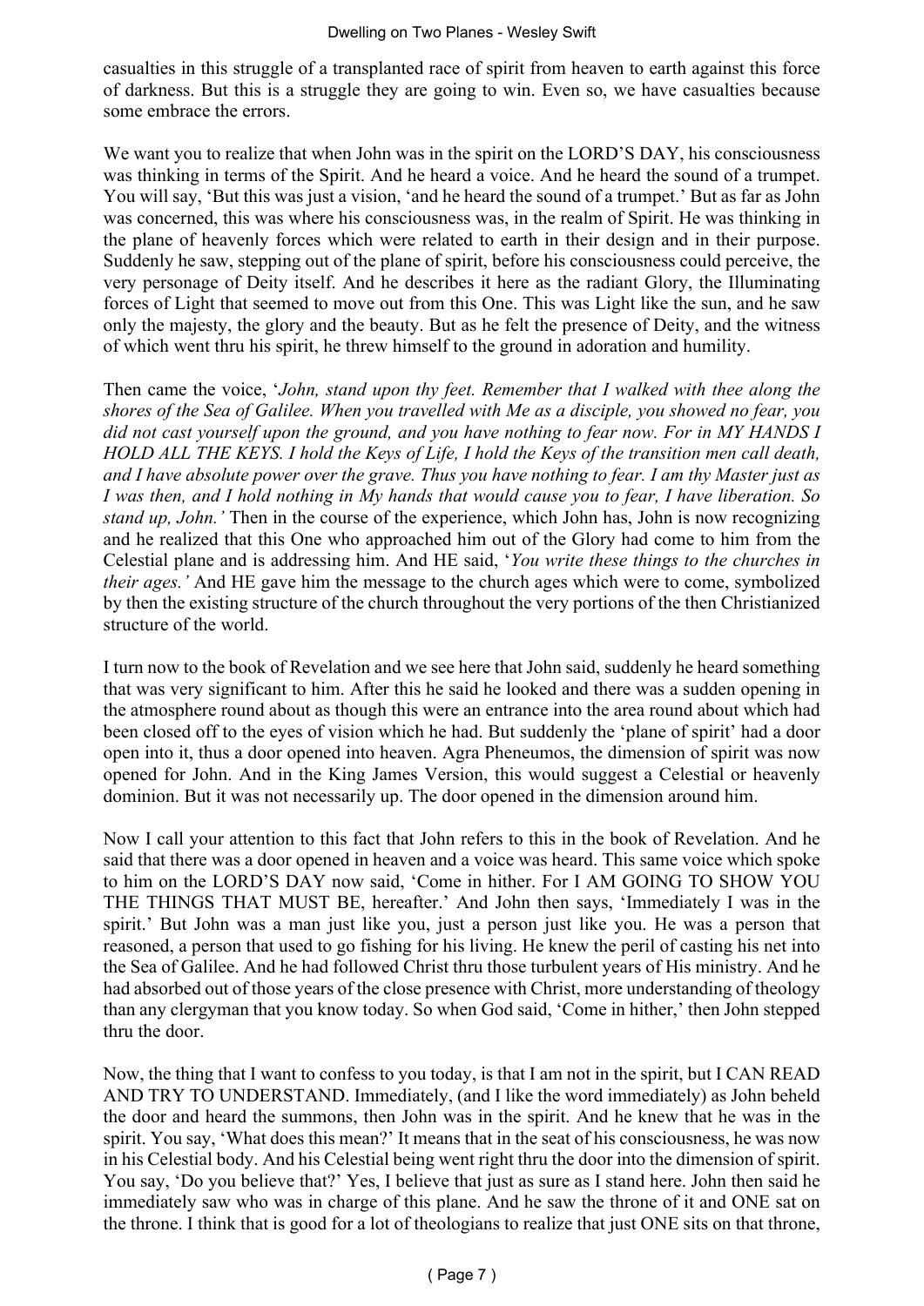casualties in this struggle of a transplanted race of spirit from heaven to earth against this force of darkness. But this is a struggle they are going to win. Even so, we have casualties because some embrace the errors.

We want you to realize that when John was in the spirit on the LORD'S DAY, his consciousness was thinking in terms of the Spirit. And he heard a voice. And he heard the sound of a trumpet. You will say, 'But this was just a vision, 'and he heard the sound of a trumpet.' But as far as John was concerned, this was where his consciousness was, in the realm of Spirit. He was thinking in the plane of heavenly forces which were related to earth in their design and in their purpose. Suddenly he saw, stepping out of the plane of spirit, before his consciousness could perceive, the very personage of Deity itself. And he describes it here as the radiant Glory, the Illuminating forces of Light that seemed to move out from this One. This was Light like the sun, and he saw only the majesty, the glory and the beauty. But as he felt the presence of Deity, and the witness of which went thru his spirit, he threw himself to the ground in adoration and humility.

Then came the voice, '*John, stand upon thy feet. Remember that I walked with thee along the shores of the Sea of Galilee. When you travelled with Me as a disciple, you showed no fear, you did not cast yourself upon the ground, and you have nothing to fear now. For in MY HANDS I HOLD ALL THE KEYS. I hold the Keys of Life, I hold the Keys of the transition men call death, and I have absolute power over the grave. Thus you have nothing to fear. I am thy Master just as I was then, and I hold nothing in My hands that would cause you to fear, I have liberation. So stand up, John.'* Then in the course of the experience, which John has, John is now recognizing and he realized that this One who approached him out of the Glory had come to him from the Celestial plane and is addressing him. And HE said, '*You write these things to the churches in their ages.'* And HE gave him the message to the church ages which were to come, symbolized by then the existing structure of the church throughout the very portions of the then Christianized structure of the world.

I turn now to the book of Revelation and we see here that John said, suddenly he heard something that was very significant to him. After this he said he looked and there was a sudden opening in the atmosphere round about as though this were an entrance into the area round about which had been closed off to the eyes of vision which he had. But suddenly the 'plane of spirit' had a door open into it, thus a door opened into heaven. Agra Pheneumos, the dimension of spirit was now opened for John. And in the King James Version, this would suggest a Celestial or heavenly dominion. But it was not necessarily up. The door opened in the dimension around him.

Now I call your attention to this fact that John refers to this in the book of Revelation. And he said that there was a door opened in heaven and a voice was heard. This same voice which spoke to him on the LORD'S DAY now said, 'Come in hither. For I AM GOING TO SHOW YOU THE THINGS THAT MUST BE, hereafter.' And John then says, 'Immediately I was in the spirit.' But John was a man just like you, just a person just like you. He was a person that reasoned, a person that used to go fishing for his living. He knew the peril of casting his net into the Sea of Galilee. And he had followed Christ thru those turbulent years of His ministry. And he had absorbed out of those years of the close presence with Christ, more understanding of theology than any clergyman that you know today. So when God said, 'Come in hither,' then John stepped thru the door.

Now, the thing that I want to confess to you today, is that I am not in the spirit, but I CAN READ AND TRY TO UNDERSTAND. Immediately, (and I like the word immediately) as John beheld the door and heard the summons, then John was in the spirit. And he knew that he was in the spirit. You say, 'What does this mean?' It means that in the seat of his consciousness, he was now in his Celestial body. And his Celestial being went right thru the door into the dimension of spirit. You say, 'Do you believe that?' Yes, I believe that just as sure as I stand here. John then said he immediately saw who was in charge of this plane. And he saw the throne of it and ONE sat on the throne. I think that is good for a lot of theologians to realize that just ONE sits on that throne,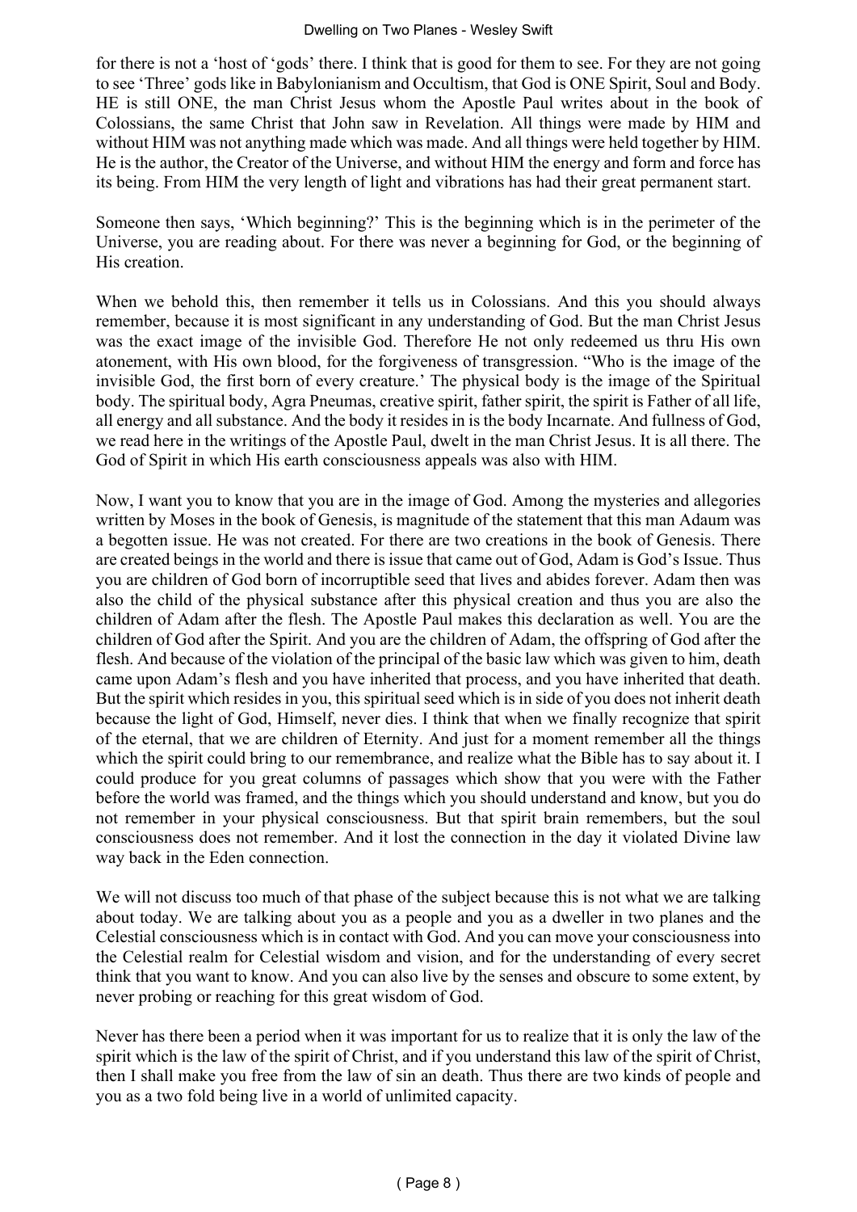for there is not a 'host of 'gods' there. I think that is good for them to see. For they are not going to see 'Three' gods like in Babylonianism and Occultism, that God is ONE Spirit, Soul and Body. HE is still ONE, the man Christ Jesus whom the Apostle Paul writes about in the book of Colossians, the same Christ that John saw in Revelation. All things were made by HIM and without HIM was not anything made which was made. And all things were held together by HIM. He is the author, the Creator of the Universe, and without HIM the energy and form and force has its being. From HIM the very length of light and vibrations has had their great permanent start.

Someone then says, 'Which beginning?' This is the beginning which is in the perimeter of the Universe, you are reading about. For there was never a beginning for God, or the beginning of His creation.

When we behold this, then remember it tells us in Colossians. And this you should always remember, because it is most significant in any understanding of God. But the man Christ Jesus was the exact image of the invisible God. Therefore He not only redeemed us thru His own atonement, with His own blood, for the forgiveness of transgression. "Who is the image of the invisible God, the first born of every creature.' The physical body is the image of the Spiritual body. The spiritual body, Agra Pneumas, creative spirit, father spirit, the spirit is Father of all life, all energy and all substance. And the body it resides in is the body Incarnate. And fullness of God, we read here in the writings of the Apostle Paul, dwelt in the man Christ Jesus. It is all there. The God of Spirit in which His earth consciousness appeals was also with HIM.

Now, I want you to know that you are in the image of God. Among the mysteries and allegories written by Moses in the book of Genesis, is magnitude of the statement that this man Adaum was a begotten issue. He was not created. For there are two creations in the book of Genesis. There are created beings in the world and there is issue that came out of God, Adam is God's Issue. Thus you are children of God born of incorruptible seed that lives and abides forever. Adam then was also the child of the physical substance after this physical creation and thus you are also the children of Adam after the flesh. The Apostle Paul makes this declaration as well. You are the children of God after the Spirit. And you are the children of Adam, the offspring of God after the flesh. And because of the violation of the principal of the basic law which was given to him, death came upon Adam's flesh and you have inherited that process, and you have inherited that death. But the spirit which resides in you, this spiritual seed which is in side of you does not inherit death because the light of God, Himself, never dies. I think that when we finally recognize that spirit of the eternal, that we are children of Eternity. And just for a moment remember all the things which the spirit could bring to our remembrance, and realize what the Bible has to say about it. I could produce for you great columns of passages which show that you were with the Father before the world was framed, and the things which you should understand and know, but you do not remember in your physical consciousness. But that spirit brain remembers, but the soul consciousness does not remember. And it lost the connection in the day it violated Divine law way back in the Eden connection.

We will not discuss too much of that phase of the subject because this is not what we are talking about today. We are talking about you as a people and you as a dweller in two planes and the Celestial consciousness which is in contact with God. And you can move your consciousness into the Celestial realm for Celestial wisdom and vision, and for the understanding of every secret think that you want to know. And you can also live by the senses and obscure to some extent, by never probing or reaching for this great wisdom of God.

Never has there been a period when it was important for us to realize that it is only the law of the spirit which is the law of the spirit of Christ, and if you understand this law of the spirit of Christ, then I shall make you free from the law of sin an death. Thus there are two kinds of people and you as a two fold being live in a world of unlimited capacity.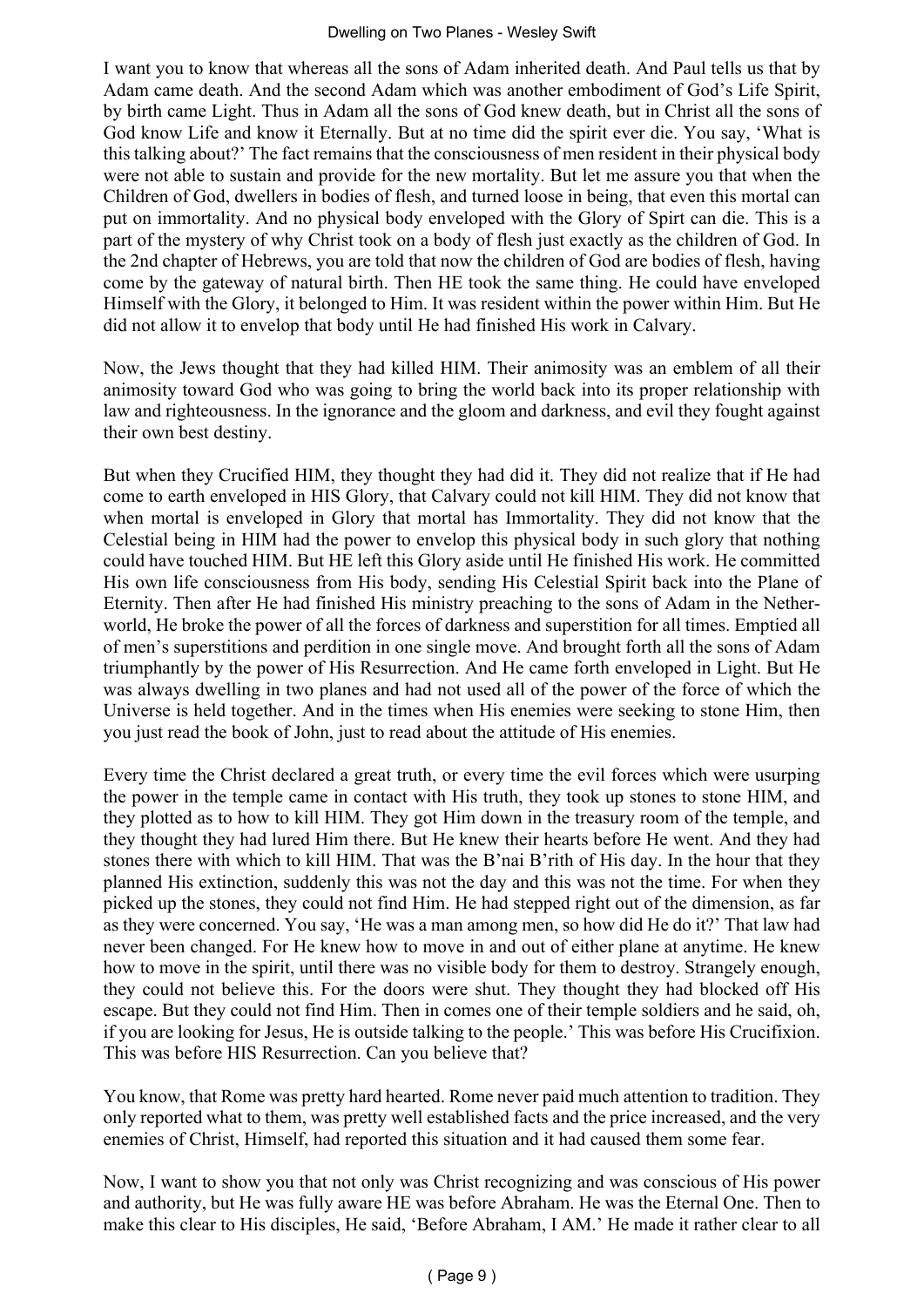I want you to know that whereas all the sons of Adam inherited death. And Paul tells us that by Adam came death. And the second Adam which was another embodiment of God's Life Spirit, by birth came Light. Thus in Adam all the sons of God knew death, but in Christ all the sons of God know Life and know it Eternally. But at no time did the spirit ever die. You say, 'What is this talking about?' The fact remains that the consciousness of men resident in their physical body were not able to sustain and provide for the new mortality. But let me assure you that when the Children of God, dwellers in bodies of flesh, and turned loose in being, that even this mortal can put on immortality. And no physical body enveloped with the Glory of Spirt can die. This is a part of the mystery of why Christ took on a body of flesh just exactly as the children of God. In the 2nd chapter of Hebrews, you are told that now the children of God are bodies of flesh, having come by the gateway of natural birth. Then HE took the same thing. He could have enveloped Himself with the Glory, it belonged to Him. It was resident within the power within Him. But He did not allow it to envelop that body until He had finished His work in Calvary.

Now, the Jews thought that they had killed HIM. Their animosity was an emblem of all their animosity toward God who was going to bring the world back into its proper relationship with law and righteousness. In the ignorance and the gloom and darkness, and evil they fought against their own best destiny.

But when they Crucified HIM, they thought they had did it. They did not realize that if He had come to earth enveloped in HIS Glory, that Calvary could not kill HIM. They did not know that when mortal is enveloped in Glory that mortal has Immortality. They did not know that the Celestial being in HIM had the power to envelop this physical body in such glory that nothing could have touched HIM. But HE left this Glory aside until He finished His work. He committed His own life consciousness from His body, sending His Celestial Spirit back into the Plane of Eternity. Then after He had finished His ministry preaching to the sons of Adam in the Nether-world, He broke the power of all the forces of darkness and superstition for all times. Emptied all of men's superstitions and perdition in one single move. And brought forth all the sons of Adam triumphantly by the power of His Resurrection. And He came forth enveloped in Light. But He was always dwelling in two planes and had not used all of the power of the force of which the Universe is held together. And in the times when His enemies were seeking to stone Him, then you just read the book of John, just to read about the attitude of His enemies.

Every time the Christ declared a great truth, or every time the evil forces which were usurping the power in the temple came in contact with His truth, they took up stones to stone HIM, and they plotted as to how to kill HIM. They got Him down in the treasury room of the temple, and they thought they had lured Him there. But He knew their hearts before He went. And they had stones there with which to kill HIM. That was the B'nai B'rith of His day. In the hour that they planned His extinction, suddenly this was not the day and this was not the time. For when they picked up the stones, they could not find Him. He had stepped right out of the dimension, as far as they were concerned. You say, 'He was a man among men, so how did He do it?' That law had never been changed. For He knew how to move in and out of either plane at anytime. He knew how to move in the spirit, until there was no visible body for them to destroy. Strangely enough, they could not believe this. For the doors were shut. They thought they had blocked off His escape. But they could not find Him. Then in comes one of their temple soldiers and he said, oh, if you are looking for Jesus, He is outside talking to the people.' This was before His Crucifixion. This was before HIS Resurrection. Can you believe that?

You know, that Rome was pretty hard hearted. Rome never paid much attention to tradition. They only reported what to them, was pretty well established facts and the price increased, and the very enemies of Christ, Himself, had reported this situation and it had caused them some fear.

Now, I want to show you that not only was Christ recognizing and was conscious of His power and authority, but He was fully aware HE was before Abraham. He was the Eternal One. Then to make this clear to His disciples, He said, 'Before Abraham, I AM.' He made it rather clear to all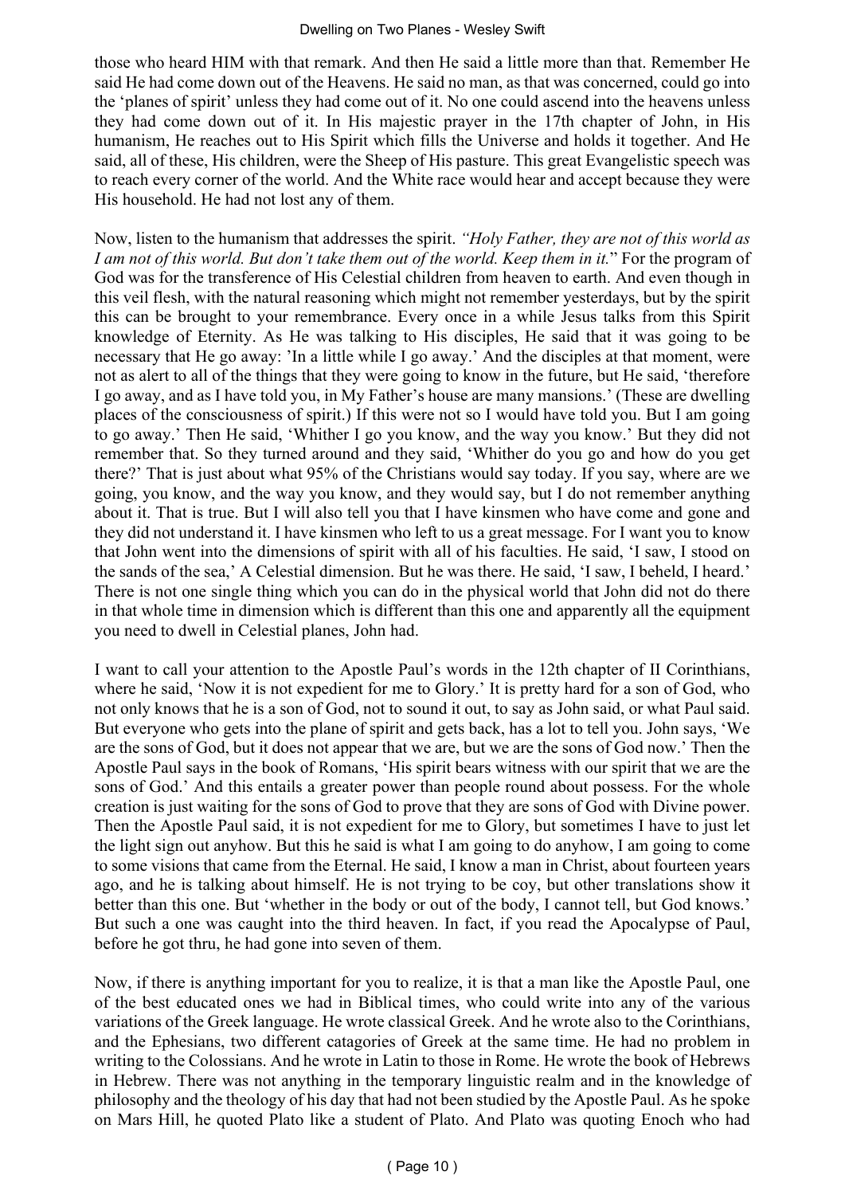those who heard HIM with that remark. And then He said a little more than that. Remember He said He had come down out of the Heavens. He said no man, as that was concerned, could go into the 'planes of spirit' unless they had come out of it. No one could ascend into the heavens unless they had come down out of it. In His majestic prayer in the 17th chapter of John, in His humanism, He reaches out to His Spirit which fills the Universe and holds it together. And He said, all of these, His children, were the Sheep of His pasture. This great Evangelistic speech was to reach every corner of the world. And the White race would hear and accept because they were His household. He had not lost any of them.

Now, listen to the humanism that addresses the spirit. *"Holy Father, they are not of this world as I am not of this world. But don't take them out of the world. Keep them in it.*" For the program of God was for the transference of His Celestial children from heaven to earth. And even though in this veil flesh, with the natural reasoning which might not remember yesterdays, but by the spirit this can be brought to your remembrance. Every once in a while Jesus talks from this Spirit knowledge of Eternity. As He was talking to His disciples, He said that it was going to be necessary that He go away: 'In a little while I go away.' And the disciples at that moment, were not as alert to all of the things that they were going to know in the future, but He said, 'therefore I go away, and as I have told you, in My Father's house are many mansions.' (These are dwelling places of the consciousness of spirit.) If this were not so I would have told you. But I am going to go away.' Then He said, 'Whither I go you know, and the way you know.' But they did not remember that. So they turned around and they said, 'Whither do you go and how do you get there?' That is just about what 95% of the Christians would say today. If you say, where are we going, you know, and the way you know, and they would say, but I do not remember anything about it. That is true. But I will also tell you that I have kinsmen who have come and gone and they did not understand it. I have kinsmen who left to us a great message. For I want you to know that John went into the dimensions of spirit with all of his faculties. He said, 'I saw, I stood on the sands of the sea,' A Celestial dimension. But he was there. He said, 'I saw, I beheld, I heard.' There is not one single thing which you can do in the physical world that John did not do there in that whole time in dimension which is different than this one and apparently all the equipment you need to dwell in Celestial planes, John had.

I want to call your attention to the Apostle Paul's words in the 12th chapter of II Corinthians, where he said, 'Now it is not expedient for me to Glory.' It is pretty hard for a son of God, who not only knows that he is a son of God, not to sound it out, to say as John said, or what Paul said. But everyone who gets into the plane of spirit and gets back, has a lot to tell you. John says, 'We are the sons of God, but it does not appear that we are, but we are the sons of God now.' Then the Apostle Paul says in the book of Romans, 'His spirit bears witness with our spirit that we are the sons of God.' And this entails a greater power than people round about possess. For the whole creation is just waiting for the sons of God to prove that they are sons of God with Divine power. Then the Apostle Paul said, it is not expedient for me to Glory, but sometimes I have to just let the light sign out anyhow. But this he said is what I am going to do anyhow, I am going to come to some visions that came from the Eternal. He said, I know a man in Christ, about fourteen years ago, and he is talking about himself. He is not trying to be coy, but other translations show it better than this one. But 'whether in the body or out of the body, I cannot tell, but God knows.' But such a one was caught into the third heaven. In fact, if you read the Apocalypse of Paul, before he got thru, he had gone into seven of them.

Now, if there is anything important for you to realize, it is that a man like the Apostle Paul, one of the best educated ones we had in Biblical times, who could write into any of the various variations of the Greek language. He wrote classical Greek. And he wrote also to the Corinthians, and the Ephesians, two different catagories of Greek at the same time. He had no problem in writing to the Colossians. And he wrote in Latin to those in Rome. He wrote the book of Hebrews in Hebrew. There was not anything in the temporary linguistic realm and in the knowledge of philosophy and the theology of his day that had not been studied by the Apostle Paul. As he spoke on Mars Hill, he quoted Plato like a student of Plato. And Plato was quoting Enoch who had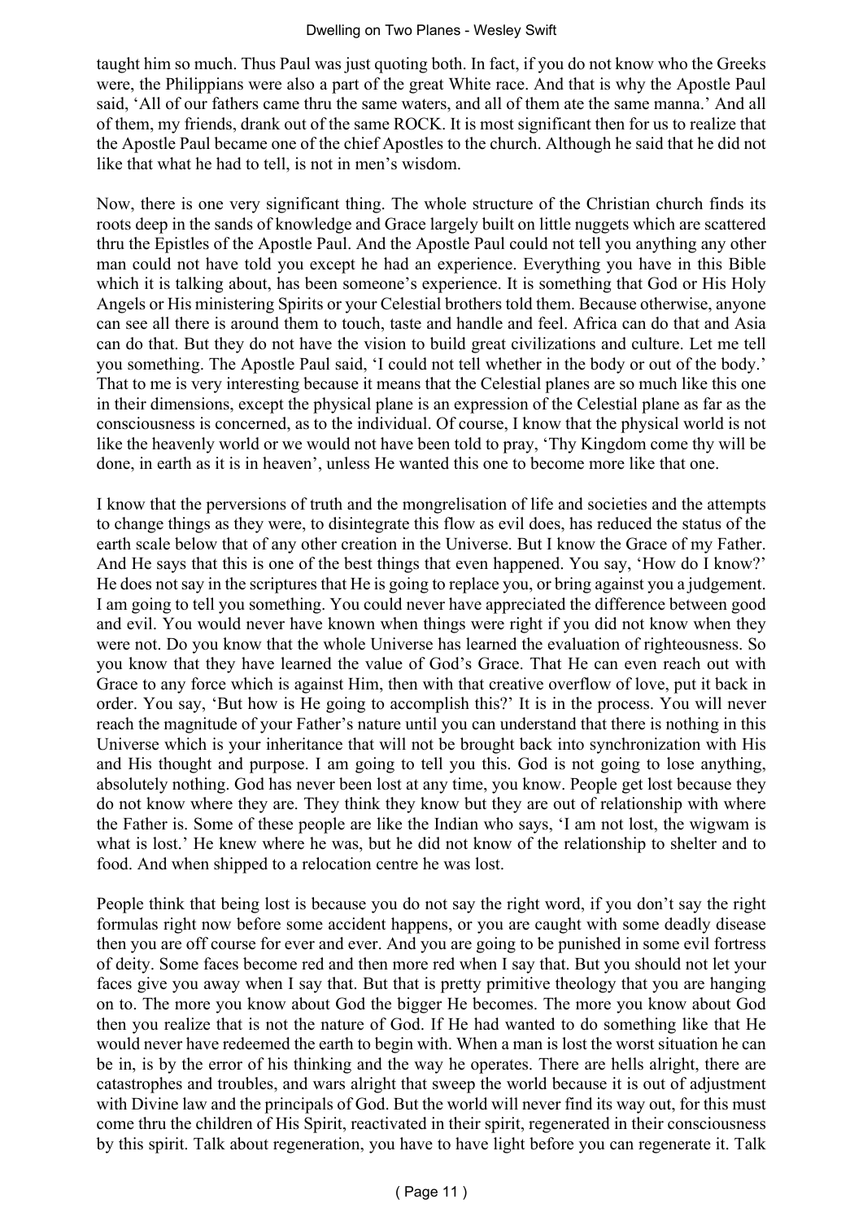taught him so much. Thus Paul was just quoting both. In fact, if you do not know who the Greeks were, the Philippians were also a part of the great White race. And that is why the Apostle Paul said, 'All of our fathers came thru the same waters, and all of them ate the same manna.' And all of them, my friends, drank out of the same ROCK. It is most significant then for us to realize that the Apostle Paul became one of the chief Apostles to the church. Although he said that he did not like that what he had to tell, is not in men's wisdom.

Now, there is one very significant thing. The whole structure of the Christian church finds its roots deep in the sands of knowledge and Grace largely built on little nuggets which are scattered thru the Epistles of the Apostle Paul. And the Apostle Paul could not tell you anything any other man could not have told you except he had an experience. Everything you have in this Bible which it is talking about, has been someone's experience. It is something that God or His Holy Angels or His ministering Spirits or your Celestial brothers told them. Because otherwise, anyone can see all there is around them to touch, taste and handle and feel. Africa can do that and Asia can do that. But they do not have the vision to build great civilizations and culture. Let me tell you something. The Apostle Paul said, 'I could not tell whether in the body or out of the body.' That to me is very interesting because it means that the Celestial planes are so much like this one in their dimensions, except the physical plane is an expression of the Celestial plane as far as the consciousness is concerned, as to the individual. Of course, I know that the physical world is not like the heavenly world or we would not have been told to pray, 'Thy Kingdom come thy will be done, in earth as it is in heaven', unless He wanted this one to become more like that one.

I know that the perversions of truth and the mongrelisation of life and societies and the attempts to change things as they were, to disintegrate this flow as evil does, has reduced the status of the earth scale below that of any other creation in the Universe. But I know the Grace of my Father. And He says that this is one of the best things that even happened. You say, 'How do I know?' He does not say in the scriptures that He is going to replace you, or bring against you a judgement. I am going to tell you something. You could never have appreciated the difference between good and evil. You would never have known when things were right if you did not know when they were not. Do you know that the whole Universe has learned the evaluation of righteousness. So you know that they have learned the value of God's Grace. That He can even reach out with Grace to any force which is against Him, then with that creative overflow of love, put it back in order. You say, 'But how is He going to accomplish this?' It is in the process. You will never reach the magnitude of your Father's nature until you can understand that there is nothing in this Universe which is your inheritance that will not be brought back into synchronization with His and His thought and purpose. I am going to tell you this. God is not going to lose anything, absolutely nothing. God has never been lost at any time, you know. People get lost because they do not know where they are. They think they know but they are out of relationship with where the Father is. Some of these people are like the Indian who says, 'I am not lost, the wigwam is what is lost.' He knew where he was, but he did not know of the relationship to shelter and to food. And when shipped to a relocation centre he was lost.

People think that being lost is because you do not say the right word, if you don't say the right formulas right now before some accident happens, or you are caught with some deadly disease then you are off course for ever and ever. And you are going to be punished in some evil fortress of deity. Some faces become red and then more red when I say that. But you should not let your faces give you away when I say that. But that is pretty primitive theology that you are hanging on to. The more you know about God the bigger He becomes. The more you know about God then you realize that is not the nature of God. If He had wanted to do something like that He would never have redeemed the earth to begin with. When a man is lost the worst situation he can be in, is by the error of his thinking and the way he operates. There are hells alright, there are catastrophes and troubles, and wars alright that sweep the world because it is out of adjustment with Divine law and the principals of God. But the world will never find its way out, for this must come thru the children of His Spirit, reactivated in their spirit, regenerated in their consciousness by this spirit. Talk about regeneration, you have to have light before you can regenerate it. Talk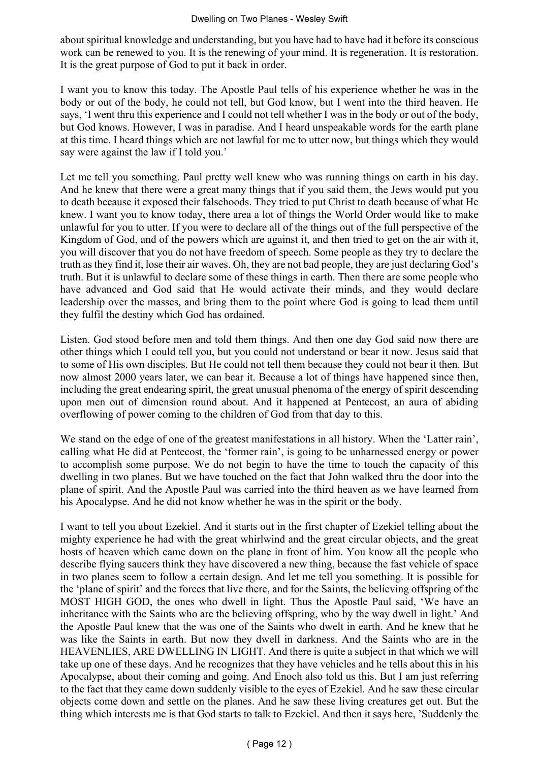about spiritual knowledge and understanding, but you have had to have had it before its conscious work can be renewed to you. It is the renewing of your mind. It is regeneration. It is restoration. It is the great purpose of God to put it back in order.

I want you to know this today. The Apostle Paul tells of his experience whether he was in the body or out of the body, he could not tell, but God know, but I went into the third heaven. He says, 'I went thru this experience and I could not tell whether I was in the body or out of the body, but God knows. However, I was in paradise. And I heard unspeakable words for the earth plane at this time. I heard things which are not lawful for me to utter now, but things which they would say were against the law if I told you.'

Let me tell you something. Paul pretty well knew who was running things on earth in his day. And he knew that there were a great many things that if you said them, the Jews would put you to death because it exposed their falsehoods. They tried to put Christ to death because of what He knew. I want you to know today, there area a lot of things the World Order would like to make unlawful for you to utter. If you were to declare all of the things out of the full perspective of the Kingdom of God, and of the powers which are against it, and then tried to get on the air with it, you will discover that you do not have freedom of speech. Some people as they try to declare the truth as they find it, lose their air waves. Oh, they are not bad people, they are just declaring God's truth. But it is unlawful to declare some of these things in earth. Then there are some people who have advanced and God said that He would activate their minds, and they would declare leadership over the masses, and bring them to the point where God is going to lead them until they fulfil the destiny which God has ordained.

Listen. God stood before men and told them things. And then one day God said now there are other things which I could tell you, but you could not understand or bear it now. Jesus said that to some of His own disciples. But He could not tell them because they could not bear it then. But now almost 2000 years later, we can bear it. Because a lot of things have happened since then, including the great endearing spirit, the great unusual phenoma of the energy of spirit descending upon men out of dimension round about. And it happened at Pentecost, an aura of abiding overflowing of power coming to the children of God from that day to this.

We stand on the edge of one of the greatest manifestations in all history. When the 'Latter rain', calling what He did at Pentecost, the 'former rain', is going to be unharnessed energy or power to accomplish some purpose. We do not begin to have the time to touch the capacity of this dwelling in two planes. But we have touched on the fact that John walked thru the door into the plane of spirit. And the Apostle Paul was carried into the third heaven as we have learned from his Apocalypse. And he did not know whether he was in the spirit or the body.

I want to tell you about Ezekiel. And it starts out in the first chapter of Ezekiel telling about the mighty experience he had with the great whirlwind and the great circular objects, and the great hosts of heaven which came down on the plane in front of him. You know all the people who describe flying saucers think they have discovered a new thing, because the fast vehicle of space in two planes seem to follow a certain design. And let me tell you something. It is possible for the 'plane of spirit' and the forces that live there, and for the Saints, the believing offspring of the MOST HIGH GOD, the ones who dwell in light. Thus the Apostle Paul said, 'We have an inheritance with the Saints who are the believing offspring, who by the way dwell in light.' And the Apostle Paul knew that the was one of the Saints who dwelt in earth. And he knew that he was like the Saints in earth. But now they dwell in darkness. And the Saints who are in the HEAVENLIES, ARE DWELLING IN LIGHT. And there is quite a subject in that which we will take up one of these days. And he recognizes that they have vehicles and he tells about this in his Apocalypse, about their coming and going. And Enoch also told us this. But I am just referring to the fact that they came down suddenly visible to the eyes of Ezekiel. And he saw these circular objects come down and settle on the planes. And he saw these living creatures get out. But the thing which interests me is that God starts to talk to Ezekiel. And then it says here, 'Suddenly the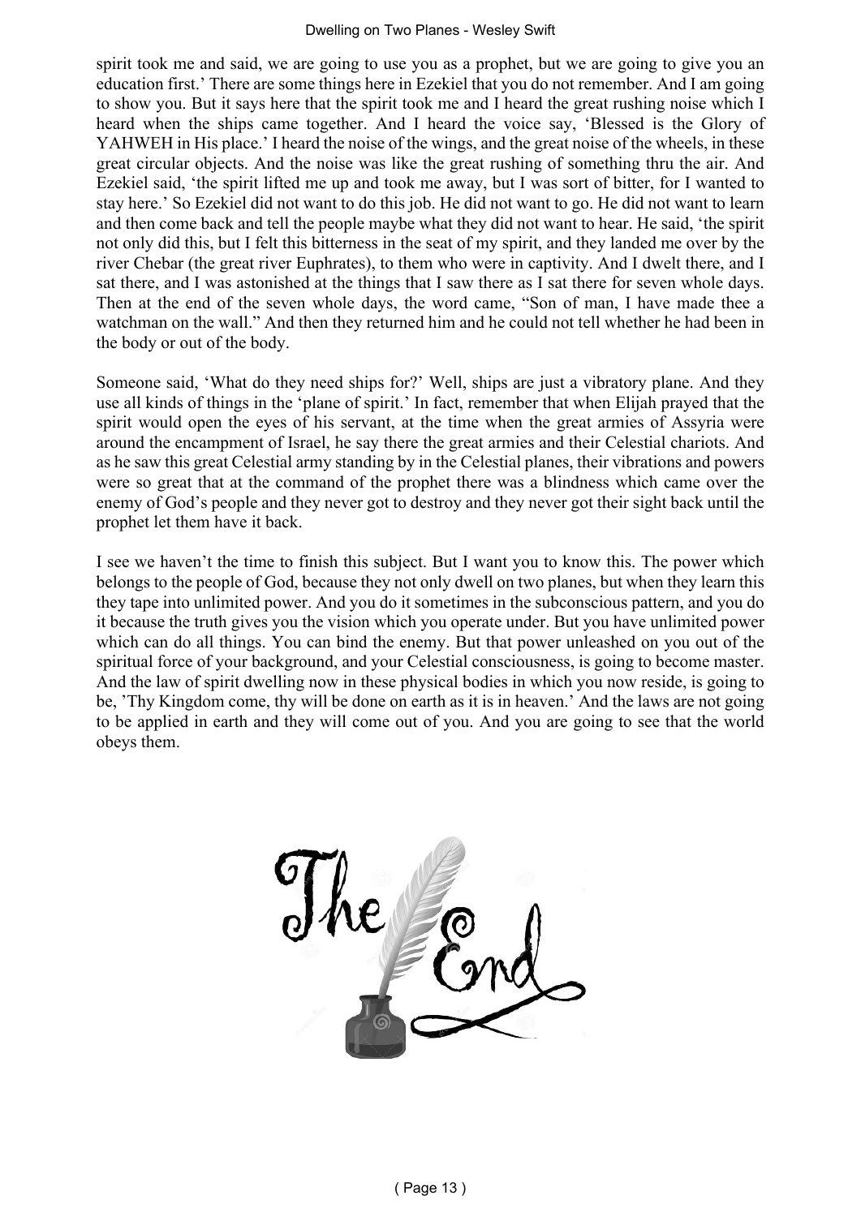spirit took me and said, we are going to use you as a prophet, but we are going to give you an education first.' There are some things here in Ezekiel that you do not remember. And I am going to show you. But it says here that the spirit took me and I heard the great rushing noise which I heard when the ships came together. And I heard the voice say, 'Blessed is the Glory of YAHWEH in His place.' I heard the noise of the wings, and the great noise of the wheels, in these great circular objects. And the noise was like the great rushing of something thru the air. And Ezekiel said, 'the spirit lifted me up and took me away, but I was sort of bitter, for I wanted to stay here.' So Ezekiel did not want to do this job. He did not want to go. He did not want to learn and then come back and tell the people maybe what they did not want to hear. He said, 'the spirit not only did this, but I felt this bitterness in the seat of my spirit, and they landed me over by the river Chebar (the great river Euphrates), to them who were in captivity. And I dwelt there, and I sat there, and I was astonished at the things that I saw there as I sat there for seven whole days. Then at the end of the seven whole days, the word came, "Son of man, I have made thee a watchman on the wall." And then they returned him and he could not tell whether he had been in the body or out of the body.

Someone said, 'What do they need ships for?' Well, ships are just a vibratory plane. And they use all kinds of things in the 'plane of spirit.' In fact, remember that when Elijah prayed that the spirit would open the eyes of his servant, at the time when the great armies of Assyria were around the encampment of Israel, he say there the great armies and their Celestial chariots. And as he saw this great Celestial army standing by in the Celestial planes, their vibrations and powers were so great that at the command of the prophet there was a blindness which came over the enemy of God's people and they never got to destroy and they never got their sight back until the prophet let them have it back.

I see we haven't the time to finish this subject. But I want you to know this. The power which belongs to the people of God, because they not only dwell on two planes, but when they learn this they tape into unlimited power. And you do it sometimes in the subconscious pattern, and you do it because the truth gives you the vision which you operate under. But you have unlimited power which can do all things. You can bind the enemy. But that power unleashed on you out of the spiritual force of your background, and your Celestial consciousness, is going to become master. And the law of spirit dwelling now in these physical bodies in which you now reside, is going to be, 'Thy Kingdom come, thy will be done on earth as it is in heaven.' And the laws are not going to be applied in earth and they will come out of you. And you are going to see that the world obeys them.

The End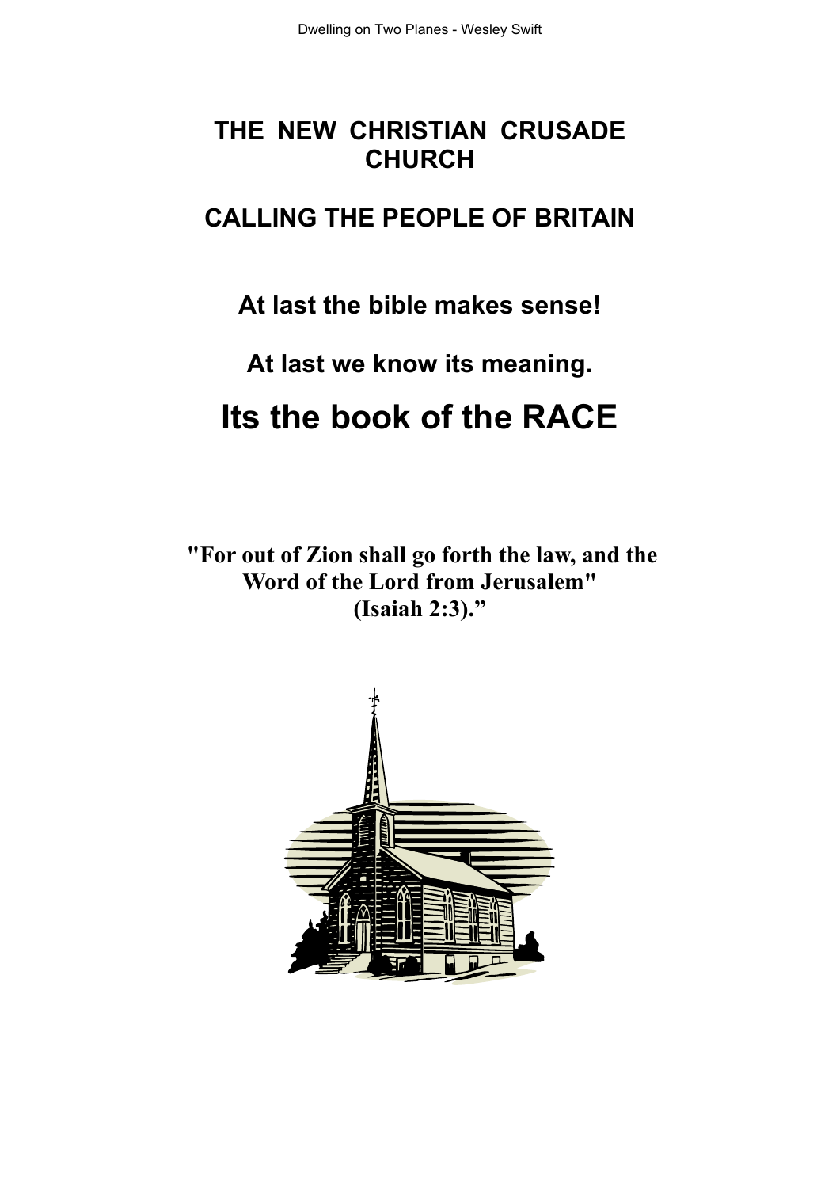# THE NEW CHRISTIAN CRUSADE CHURCH

## CALLING THE PEOPLE OF BRITAIN

**At last the bible makes sense!**

**At last we know its meaning.**

# Its the book of the RACE

**"For out of Zion shall go forth the law, and the Word of the Lord from Jerusalem" (Isaiah 2:3)."**